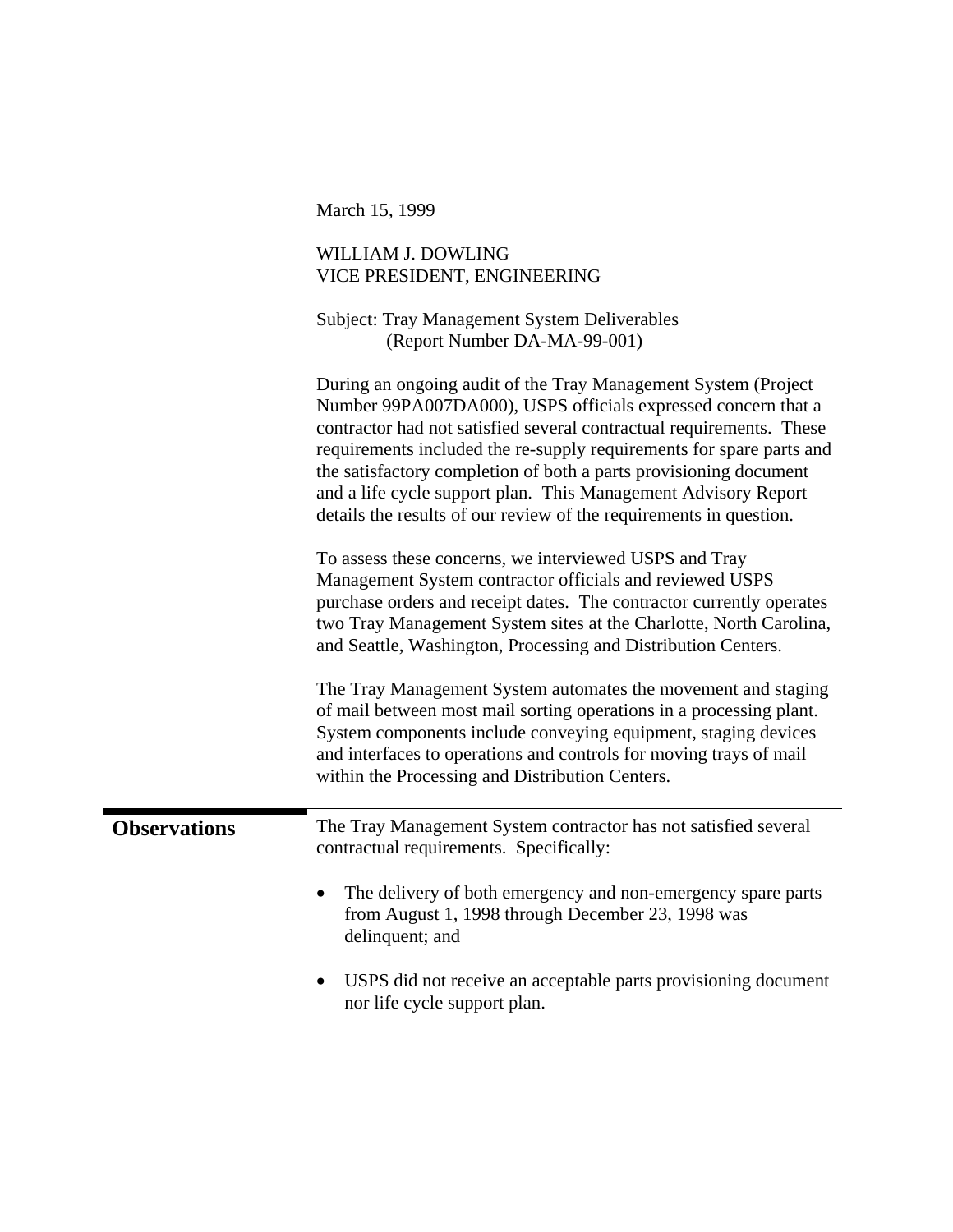March 15, 1999

WILLIAM J. DOWLING
VICE PRESIDENT, ENGINEERING

Subject: Tray Management System Deliverables
(Report Number DA-MA-99-001)

During an ongoing audit of the Tray Management System (Project Number 99PA007DA000), USPS officials expressed concern that a contractor had not satisfied several contractual requirements. These requirements included the re-supply requirements for spare parts and the satisfactory completion of both a parts provisioning document and a life cycle support plan. This Management Advisory Report details the results of our review of the requirements in question.

To assess these concerns, we interviewed USPS and Tray Management System contractor officials and reviewed USPS purchase orders and receipt dates. The contractor currently operates two Tray Management System sites at the Charlotte, North Carolina, and Seattle, Washington, Processing and Distribution Centers.

The Tray Management System automates the movement and staging of mail between most mail sorting operations in a processing plant. System components include conveying equipment, staging devices and interfaces to operations and controls for moving trays of mail within the Processing and Distribution Centers.

## Observations

The Tray Management System contractor has not satisfied several contractual requirements. Specifically:

- The delivery of both emergency and non-emergency spare parts from August 1, 1998 through December 23, 1998 was delinquent; and
- USPS did not receive an acceptable parts provisioning document nor life cycle support plan.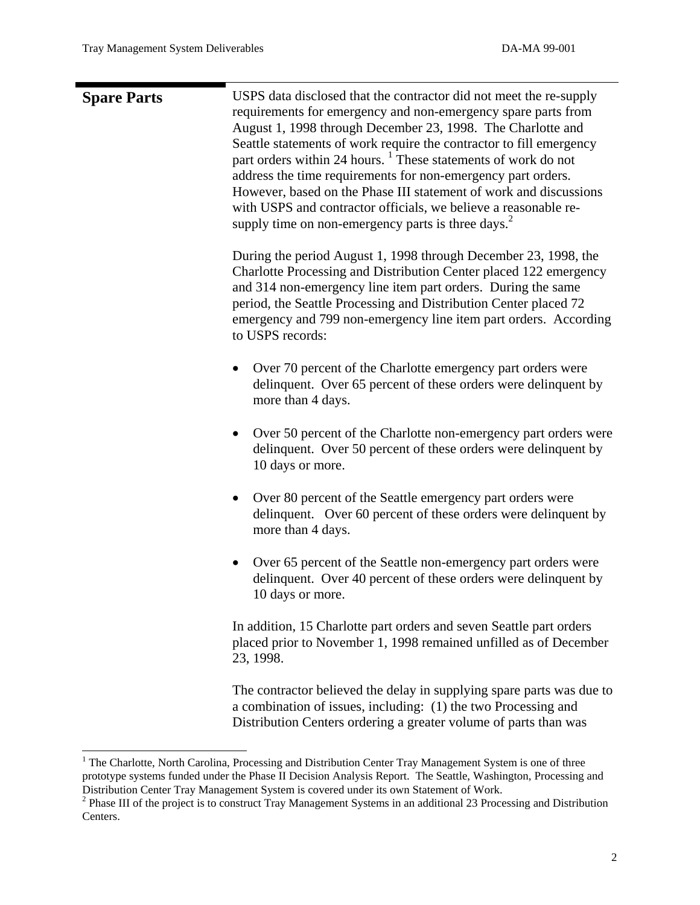## Spare Parts

USPS data disclosed that the contractor did not meet the re-supply requirements for emergency and non-emergency spare parts from August 1, 1998 through December 23, 1998. The Charlotte and Seattle statements of work require the contractor to fill emergency part orders within 24 hours.[1] These statements of work do not address the time requirements for non-emergency part orders. However, based on the Phase III statement of work and discussions with USPS and contractor officials, we believe a reasonable re-supply time on non-emergency parts is three days.[2]

During the period August 1, 1998 through December 23, 1998, the Charlotte Processing and Distribution Center placed 122 emergency and 314 non-emergency line item part orders. During the same period, the Seattle Processing and Distribution Center placed 72 emergency and 799 non-emergency line item part orders. According to USPS records:

- Over 70 percent of the Charlotte emergency part orders were delinquent. Over 65 percent of these orders were delinquent by more than 4 days.
- Over 50 percent of the Charlotte non-emergency part orders were delinquent. Over 50 percent of these orders were delinquent by 10 days or more.
- Over 80 percent of the Seattle emergency part orders were delinquent. Over 60 percent of these orders were delinquent by more than 4 days.
- Over 65 percent of the Seattle non-emergency part orders were delinquent. Over 40 percent of these orders were delinquent by 10 days or more.

In addition, 15 Charlotte part orders and seven Seattle part orders placed prior to November 1, 1998 remained unfilled as of December 23, 1998.

The contractor believed the delay in supplying spare parts was due to a combination of issues, including: (1) the two Processing and Distribution Centers ordering a greater volume of parts than was

---

[1] The Charlotte, North Carolina, Processing and Distribution Center Tray Management System is one of three prototype systems funded under the Phase II Decision Analysis Report. The Seattle, Washington, Processing and Distribution Center Tray Management System is covered under its own Statement of Work.

[2] Phase III of the project is to construct Tray Management Systems in an additional 23 Processing and Distribution Centers.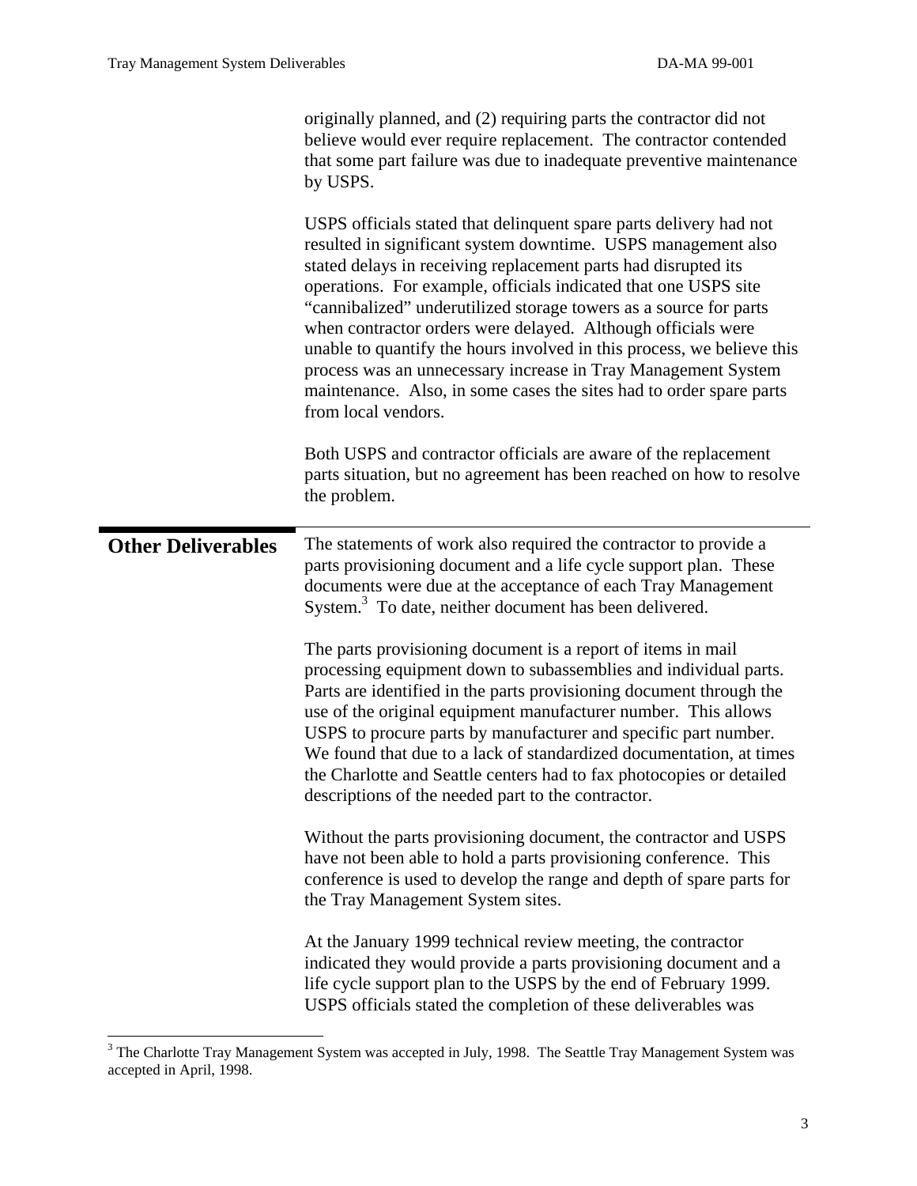originally planned, and (2) requiring parts the contractor did not believe would ever require replacement. The contractor contended that some part failure was due to inadequate preventive maintenance by USPS.

USPS officials stated that delinquent spare parts delivery had not resulted in significant system downtime. USPS management also stated delays in receiving replacement parts had disrupted its operations. For example, officials indicated that one USPS site "cannibalized" underutilized storage towers as a source for parts when contractor orders were delayed. Although officials were unable to quantify the hours involved in this process, we believe this process was an unnecessary increase in Tray Management System maintenance. Also, in some cases the sites had to order spare parts from local vendors.

Both USPS and contractor officials are aware of the replacement parts situation, but no agreement has been reached on how to resolve the problem.

## Other Deliverables

The statements of work also required the contractor to provide a parts provisioning document and a life cycle support plan. These documents were due at the acceptance of each Tray Management System.[3] To date, neither document has been delivered.

The parts provisioning document is a report of items in mail processing equipment down to subassemblies and individual parts. Parts are identified in the parts provisioning document through the use of the original equipment manufacturer number. This allows USPS to procure parts by manufacturer and specific part number. We found that due to a lack of standardized documentation, at times the Charlotte and Seattle centers had to fax photocopies or detailed descriptions of the needed part to the contractor.

Without the parts provisioning document, the contractor and USPS have not been able to hold a parts provisioning conference. This conference is used to develop the range and depth of spare parts for the Tray Management System sites.

At the January 1999 technical review meeting, the contractor indicated they would provide a parts provisioning document and a life cycle support plan to the USPS by the end of February 1999. USPS officials stated the completion of these deliverables was

[3] The Charlotte Tray Management System was accepted in July, 1998. The Seattle Tray Management System was accepted in April, 1998.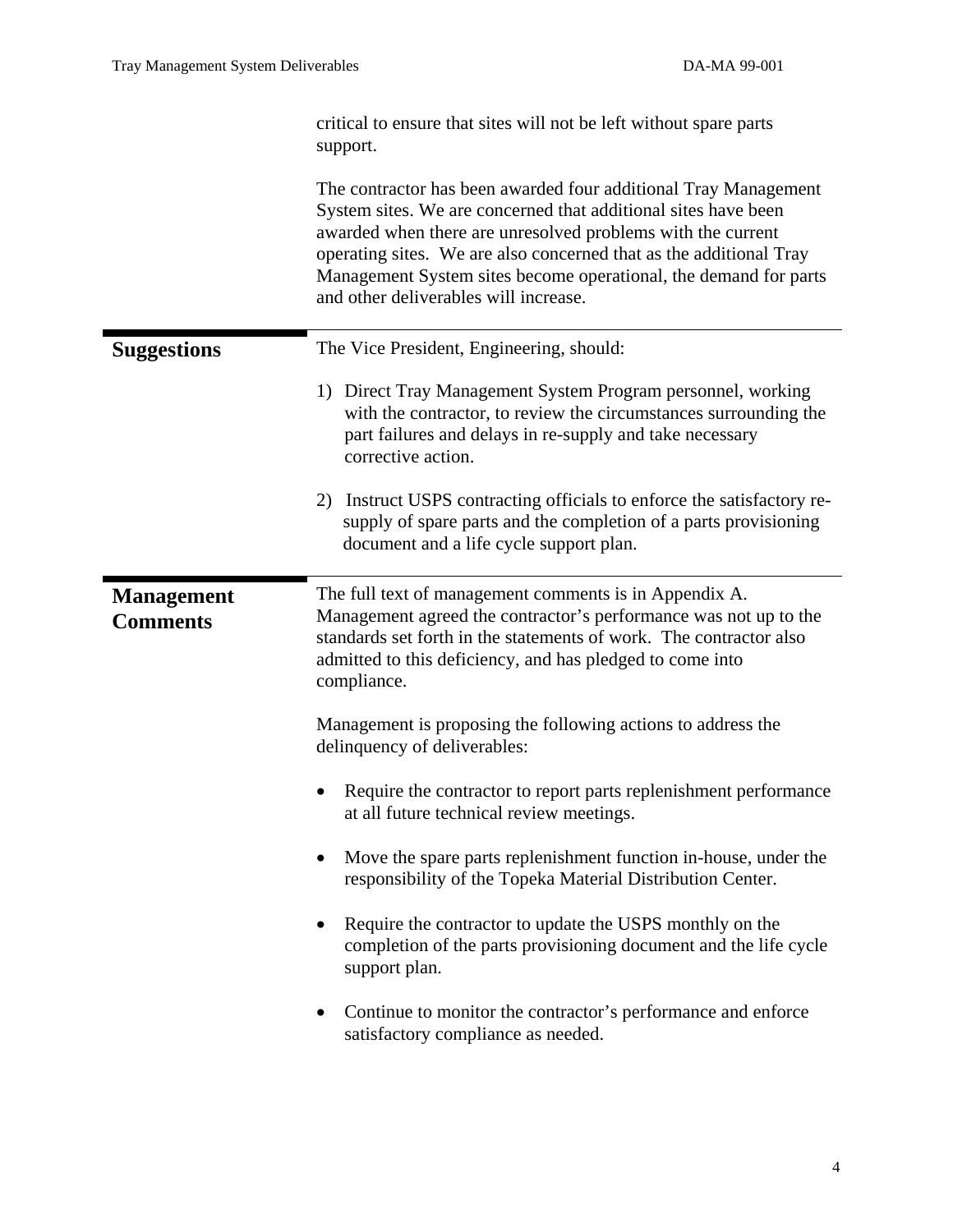critical to ensure that sites will not be left without spare parts support.

The contractor has been awarded four additional Tray Management System sites. We are concerned that additional sites have been awarded when there are unresolved problems with the current operating sites. We are also concerned that as the additional Tray Management System sites become operational, the demand for parts and other deliverables will increase.

## Suggestions

The Vice President, Engineering, should:

1) Direct Tray Management System Program personnel, working with the contractor, to review the circumstances surrounding the part failures and delays in re-supply and take necessary corrective action.

2) Instruct USPS contracting officials to enforce the satisfactory re-supply of spare parts and the completion of a parts provisioning document and a life cycle support plan.

## Management Comments

The full text of management comments is in Appendix A. Management agreed the contractor's performance was not up to the standards set forth in the statements of work. The contractor also admitted to this deficiency, and has pledged to come into compliance.

Management is proposing the following actions to address the delinquency of deliverables:

- Require the contractor to report parts replenishment performance at all future technical review meetings.
- Move the spare parts replenishment function in-house, under the responsibility of the Topeka Material Distribution Center.
- Require the contractor to update the USPS monthly on the completion of the parts provisioning document and the life cycle support plan.
- Continue to monitor the contractor's performance and enforce satisfactory compliance as needed.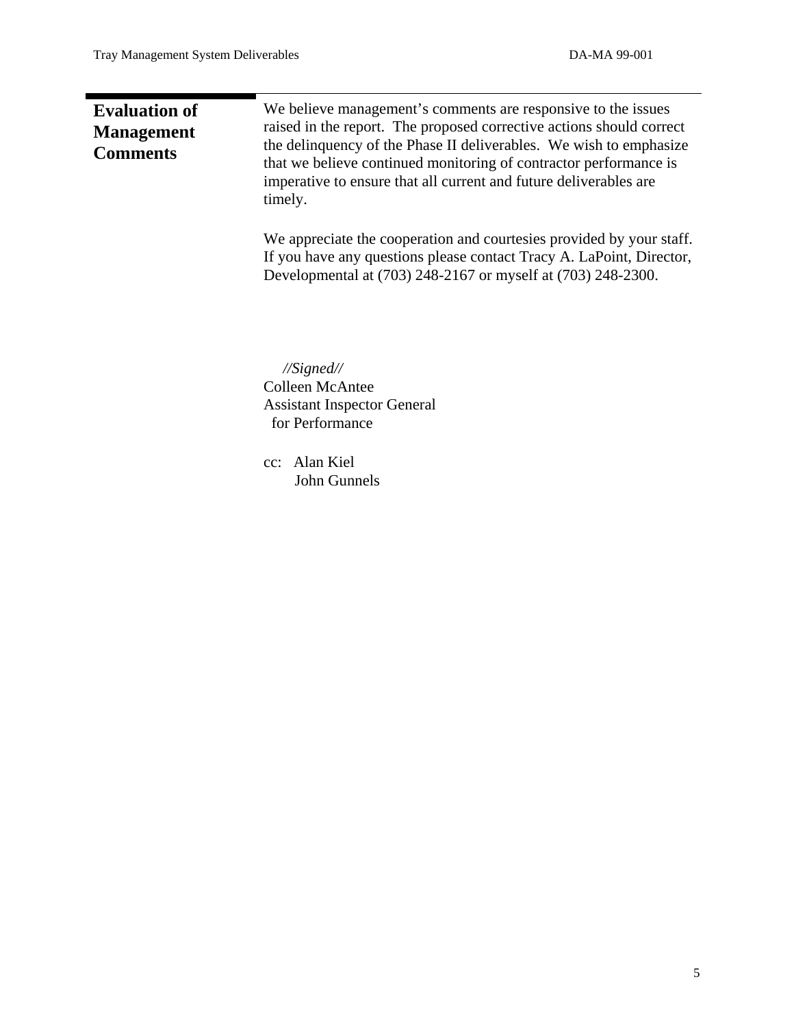## Evaluation of Management Comments

We believe management's comments are responsive to the issues raised in the report. The proposed corrective actions should correct the delinquency of the Phase II deliverables. We wish to emphasize that we believe continued monitoring of contractor performance is imperative to ensure that all current and future deliverables are timely.

We appreciate the cooperation and courtesies provided by your staff. If you have any questions please contact Tracy A. LaPoint, Director, Developmental at (703) 248-2167 or myself at (703) 248-2300.

*//Signed//*
Colleen McAntee
Assistant Inspector General
for Performance

cc: Alan Kiel
John Gunnels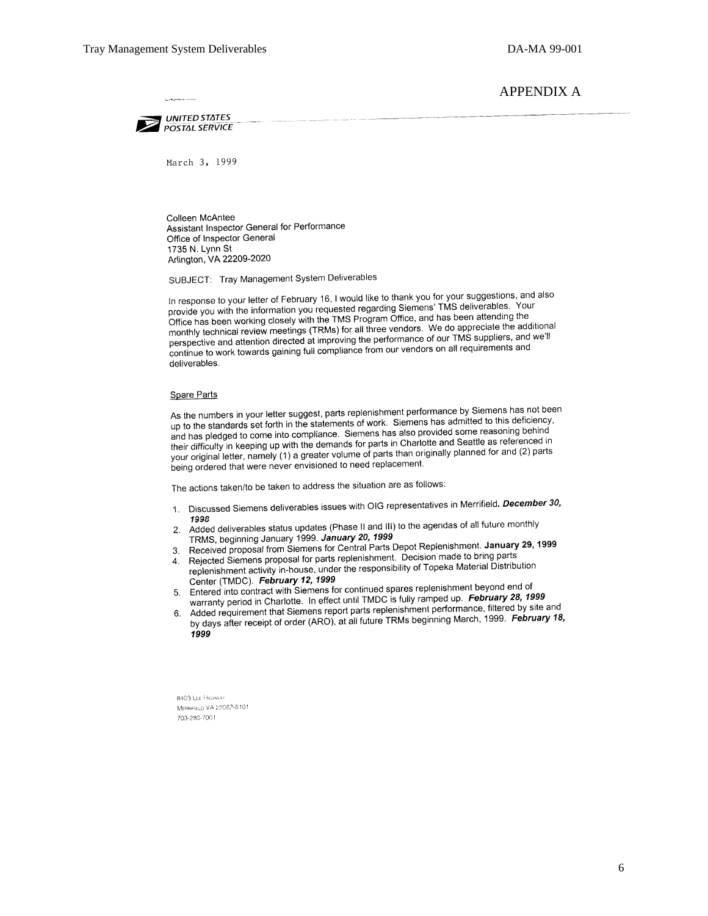APPENDIX A

UNITED STATES POSTAL SERVICE

March 3, 1999

Colleen McAntee
Assistant Inspector General for Performance
Office of Inspector General
1735 N. Lynn St
Arlington, VA 22209-2020

SUBJECT: Tray Management System Deliverables

In response to your letter of February 16, I would like to thank you for your suggestions, and also provide you with the information you requested regarding Siemens' TMS deliverables. Your Office has been working closely with the TMS Program Office, and has been attending the monthly technical review meetings (TRMs) for all three vendors. We do appreciate the additional perspective and attention directed at improving the performance of our TMS suppliers, and we'll continue to work towards gaining full compliance from our vendors on all requirements and deliverables.

Spare Parts

As the numbers in your letter suggest, parts replenishment performance by Siemens has not been up to the standards set forth in the statements of work. Siemens has admitted to this deficiency, and has pledged to come into compliance. Siemens has also provided some reasoning behind their difficulty in keeping up with the demands for parts in Charlotte and Seattle as referenced in your original letter, namely (1) a greater volume of parts than originally planned for and (2) parts being ordered that were never envisioned to need replacement.

The actions taken/to be taken to address the situation are as follows:

1. Discussed Siemens deliverables issues with OIG representatives in Merrifield. ***December 30, 1998***
2. Added deliverables status updates (Phase II and III) to the agendas of all future monthly TRMS, beginning January 1999. ***January 20, 1999***
3. Received proposal from Siemens for Central Parts Depot Replenishment. **January 29, 1999**
4. Rejected Siemens proposal for parts replenishment. Decision made to bring parts replenishment activity in-house, under the responsibility of Topeka Material Distribution Center (TMDC). ***February 12, 1999***
5. Entered into contract with Siemens for continued spares replenishment beyond end of warranty period in Charlotte. In effect until TMDC is fully ramped up. ***February 28, 1999***
6. Added requirement that Siemens report parts replenishment performance, filtered by site and by days after receipt of order (ARO), at all future TRMs beginning March, 1999. ***February 18, 1999***

8403 Lee Highway
Merrifield VA 22082-8101
703-280-7001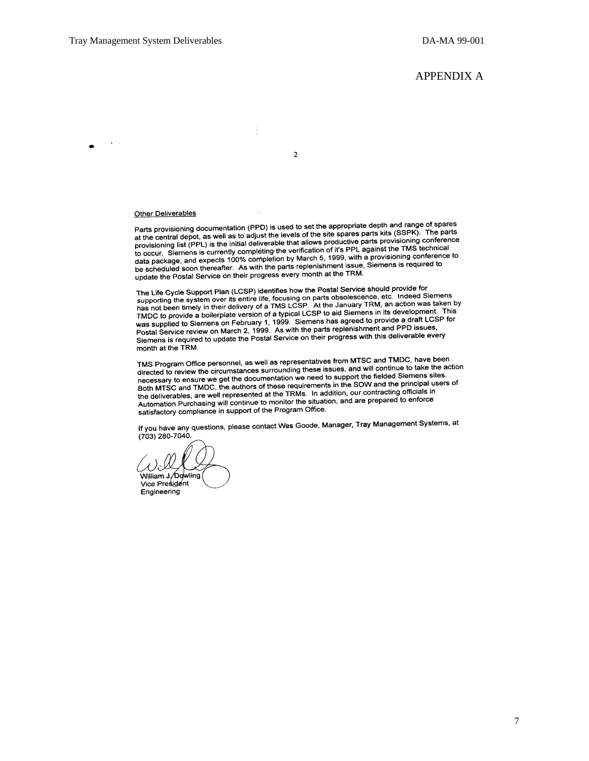APPENDIX A

2

Other Deliverables

Parts provisioning documentation (PPD) is used to set the appropriate depth and range of spares at the central depot, as well as to adjust the levels of the site spares parts kits (SSPK). The parts provisioning list (PPL) is the initial deliverable that allows productive parts provisioning conference to occur. Siemens is currently completing the verification of it's PPL against the TMS technical data package, and expects 100% completion by March 5, 1999, with a provisioning conference to be scheduled soon thereafter. As with the parts replenishment issue, Siemens is required to update the Postal Service on their progress every month at the TRM.

The Life Cycle Support Plan (LCSP) identifies how the Postal Service should provide for supporting the system over its entire life, focusing on parts obsolescence, etc. Indeed Siemens has not been timely in their delivery of a TMS LCSP. At the January TRM, an action was taken by TMDC to provide a boilerplate version of a typical LCSP to aid Siemens in its development. This was supplied to Siemens on February 1, 1999. Siemens has agreed to provide a draft LCSP for Postal Service review on March 2, 1999. As with the parts replenishment and PPD issues, Siemens is required to update the Postal Service on their progress with this deliverable every month at the TRM.

TMS Program Office personnel, as well as representatives from MTSC and TMDC, have been directed to review the circumstances surrounding these issues, and will continue to take the action necessary to ensure we get the documentation we need to support the fielded Siemens sites. Both MTSC and TMDC, the authors of these requirements in the SOW and the principal users of the deliverables, are well represented at the TRMs. In addition, our contracting officials in Automation Purchasing will continue to monitor the situation, and are prepared to enforce satisfactory compliance in support of the Program Office.

If you have any questions, please contact Wes Goode, Manager, Tray Management Systems, at (703) 280-7040.

William J. Dowling
Vice President
Engineering